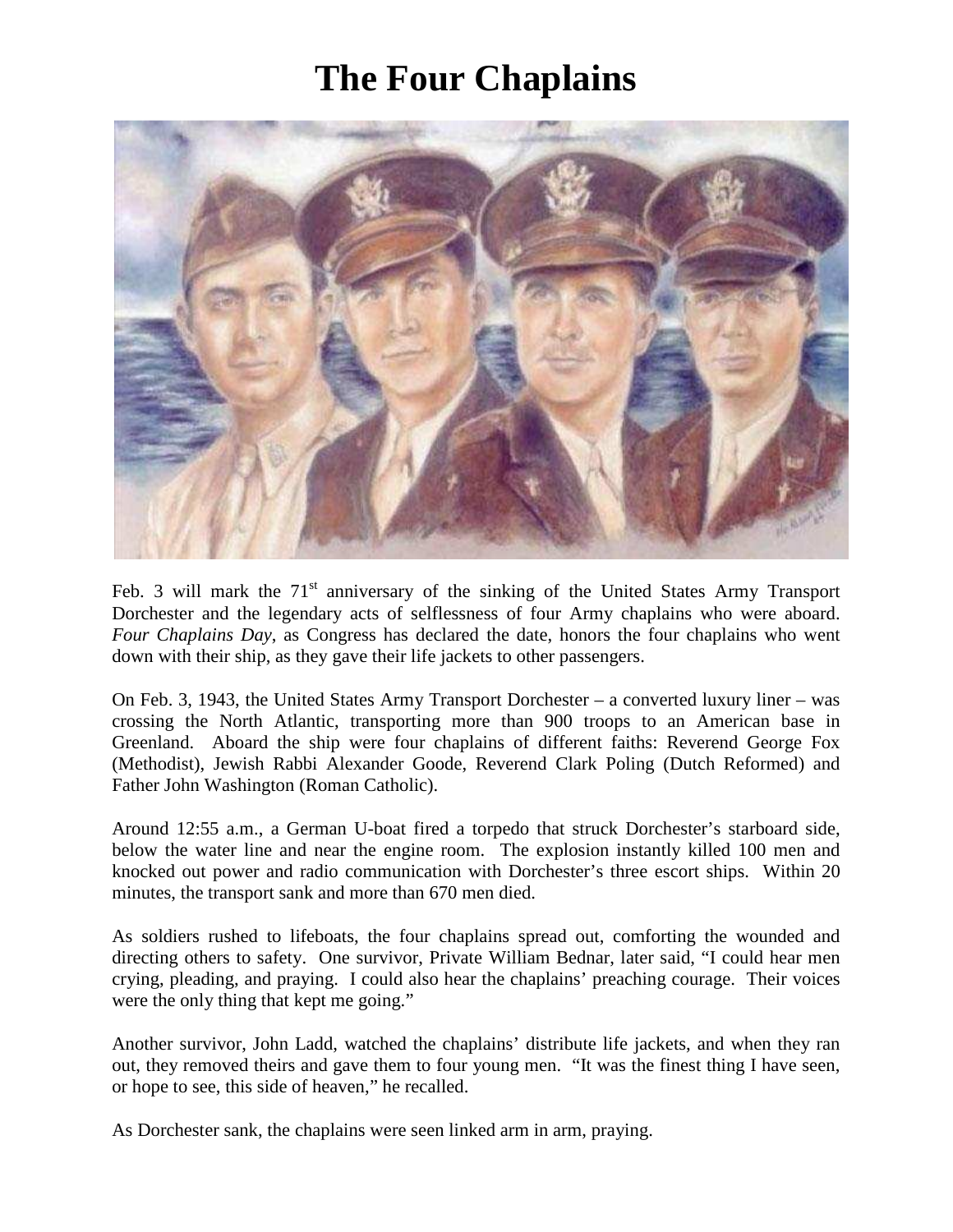# The Four Chaplains

Feb. 3 will mark the 71st anniversary of the sinking of the United States Army Transport Dorchester and the legendary acts of selflessness of four Army chaplains who were aboard. *Four Chaplains Day*, as Congress has declared the date, honors the four chaplains who went down with their ship, as they gave their life jackets to other passengers.

On Feb. 3, 1943, the United States Army Transport Dorchester – a converted luxury liner – was crossing the North Atlantic, transporting more than 900 troops to an American base in Greenland. Aboard the ship were four chaplains of different faiths: Reverend George Fox (Methodist), Jewish Rabbi Alexander Goode, Reverend Clark Poling (Dutch Reformed) and Father John Washington (Roman Catholic).

Around 12:55 a.m., a German U-boat fired a torpedo that struck Dorchester's starboard side, below the water line and near the engine room. The explosion instantly killed 100 men and knocked out power and radio communication with Dorchester's three escort ships. Within 20 minutes, the transport sank and more than 670 men died.

As soldiers rushed to lifeboats, the four chaplains spread out, comforting the wounded and directing others to safety. One survivor, Private William Bednar, later said, "I could hear men crying, pleading, and praying. I could also hear the chaplains' preaching courage. Their voices were the only thing that kept me going."

Another survivor, John Ladd, watched the chaplains' distribute life jackets, and when they ran out, they removed theirs and gave them to four young men. "It was the finest thing I have seen, or hope to see, this side of heaven," he recalled.

As Dorchester sank, the chaplains were seen linked arm in arm, praying.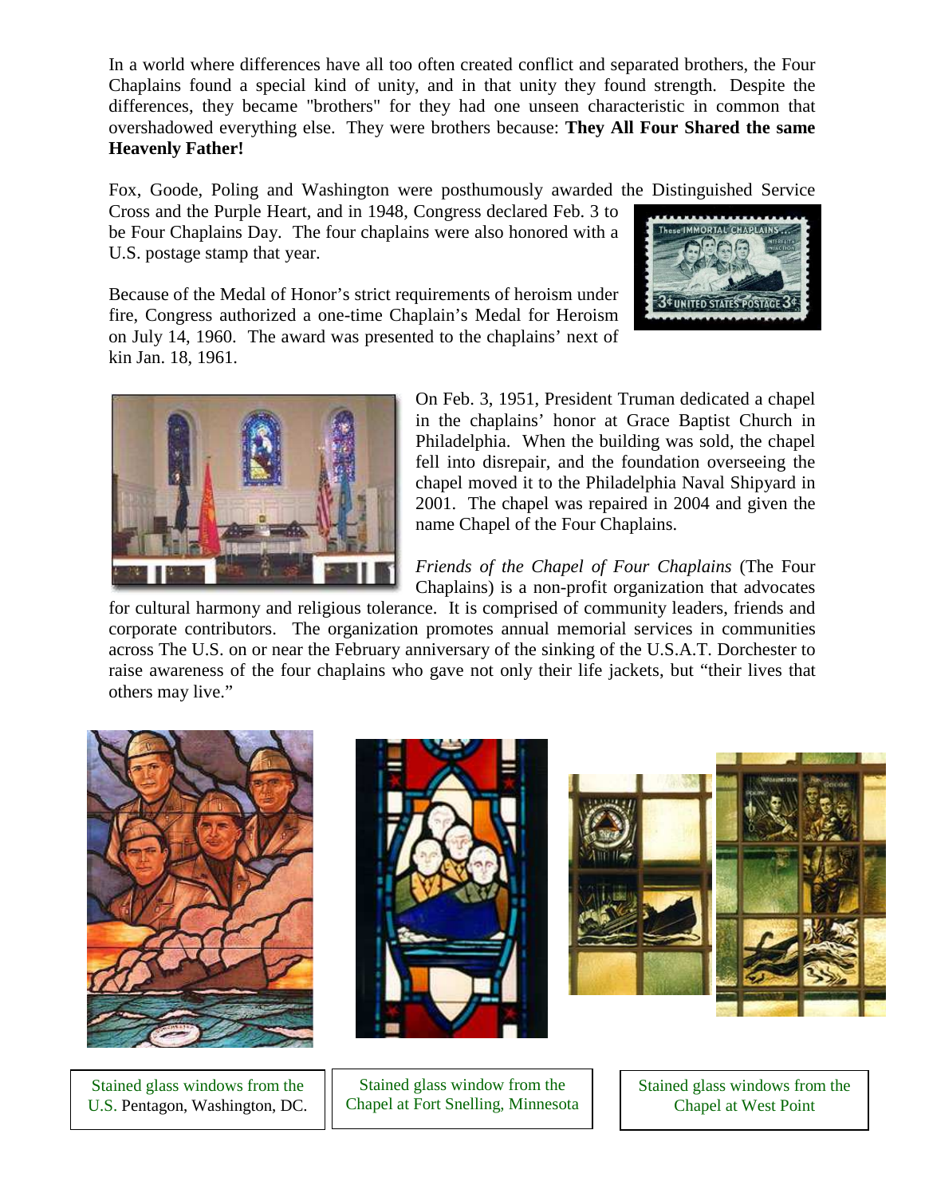In a world where differences have all too often created conflict and separated brothers, the Four Chaplains found a special kind of unity, and in that unity they found strength. Despite the differences, they became "brothers" for they had one unseen characteristic in common that overshadowed everything else. They were brothers because: **They All Four Shared the same Heavenly Father!**

Fox, Goode, Poling and Washington were posthumously awarded the Distinguished Service Cross and the Purple Heart, and in 1948, Congress declared Feb. 3 to be Four Chaplains Day. The four chaplains were also honored with a U.S. postage stamp that year.

Because of the Medal of Honor's strict requirements of heroism under fire, Congress authorized a one-time Chaplain's Medal for Heroism on July 14, 1960. The award was presented to the chaplains' next of kin Jan. 18, 1961.

On Feb. 3, 1951, President Truman dedicated a chapel in the chaplains' honor at Grace Baptist Church in Philadelphia. When the building was sold, the chapel fell into disrepair, and the foundation overseeing the chapel moved it to the Philadelphia Naval Shipyard in 2001. The chapel was repaired in 2004 and given the name Chapel of the Four Chaplains.

*Friends of the Chapel of Four Chaplains* (The Four Chaplains) is a non-profit organization that advocates for cultural harmony and religious tolerance. It is comprised of community leaders, friends and corporate contributors. The organization promotes annual memorial services in communities across The U.S. on or near the February anniversary of the sinking of the U.S.A.T. Dorchester to raise awareness of the four chaplains who gave not only their life jackets, but "their lives that others may live."

Stained glass windows from the U.S. Pentagon, Washington, DC.

Stained glass window from the Chapel at Fort Snelling, Minnesota

Stained glass windows from the Chapel at West Point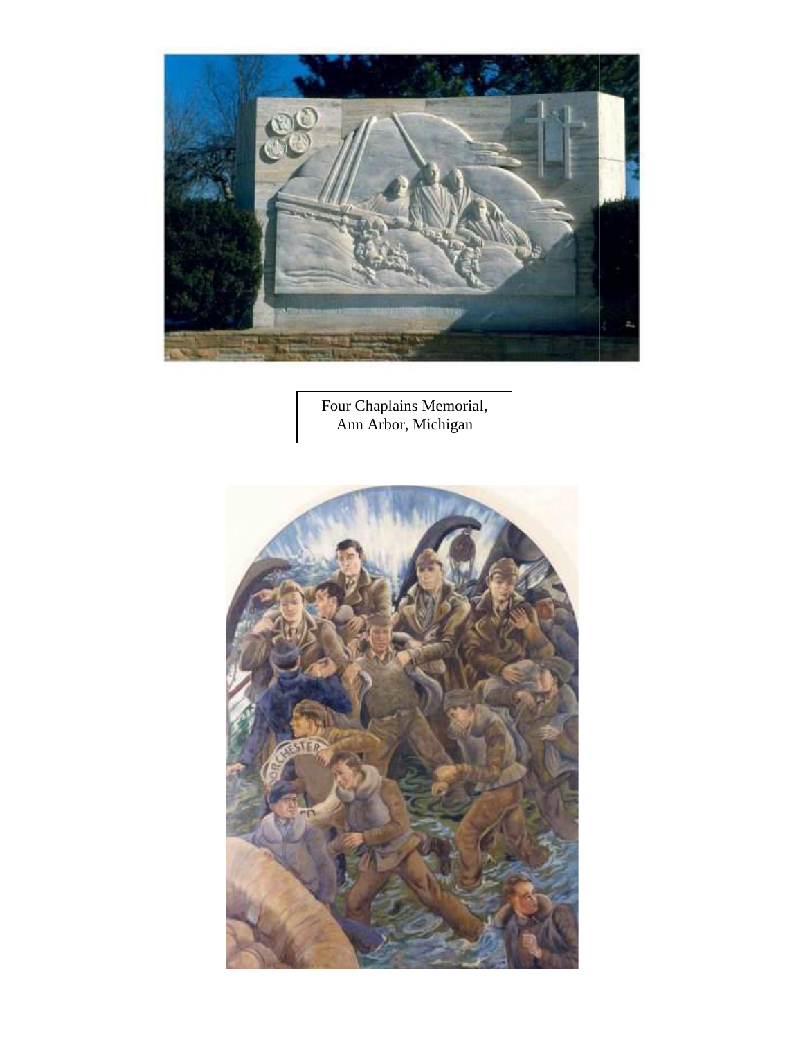Four Chaplains Memorial,
Ann Arbor, Michigan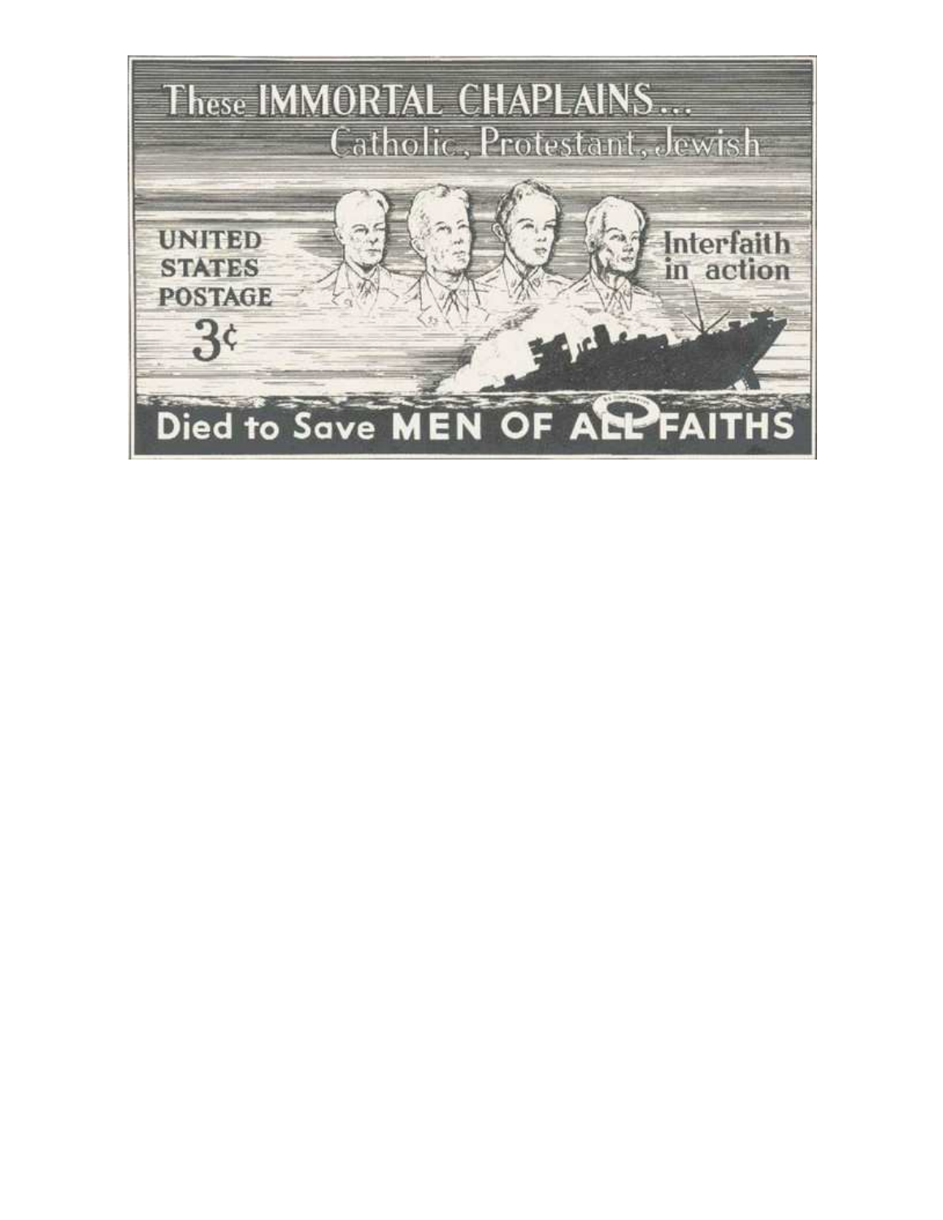These IMMORTAL CHAPLAINS...

Catholic, Protestant, Jewish

UNITED STATES POSTAGE

3¢

Interfaith in action

Died to Save MEN OF ALL FAITHS